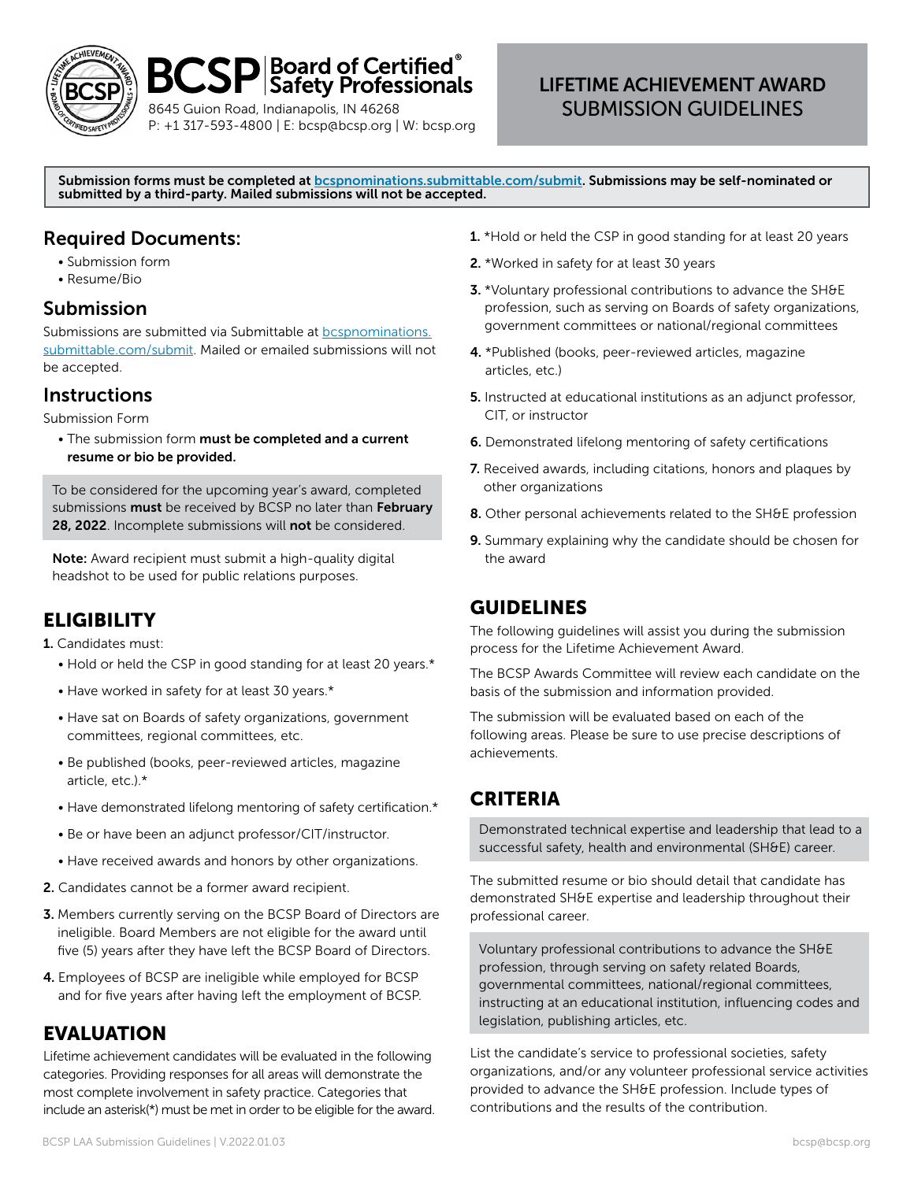# BCSP | Board of Certified® Safety Professionals

8645 Guion Road, Indianapolis, IN 46268
P: +1 317-593-4800 | E: bcsp@bcsp.org | W: bcsp.org

## LIFETIME ACHIEVEMENT AWARD SUBMISSION GUIDELINES

**Submission forms must be completed at [bcspnominations.submittable.com/submit](bcspnominations.submittable.com/submit). Submissions may be self-nominated or submitted by a third-party. Mailed submissions will not be accepted.**

## Required Documents:

- Submission form
- Resume/Bio

## Submission

Submissions are submitted via Submittable at [bcspnominations.submittable.com/submit](bcspnominations.submittable.com/submit). Mailed or emailed submissions will not be accepted.

## Instructions

Submission Form

- The submission form **must be completed and a current resume or bio be provided.**

To be considered for the upcoming year's award, completed submissions **must** be received by BCSP no later than **February 28, 2022**. Incomplete submissions will **not** be considered.

**Note:** Award recipient must submit a high-quality digital headshot to be used for public relations purposes.

## ELIGIBILITY

1. Candidates must:
   - Hold or held the CSP in good standing for at least 20 years.*
   - Have worked in safety for at least 30 years.*
   - Have sat on Boards of safety organizations, government committees, regional committees, etc.
   - Be published (books, peer-reviewed articles, magazine article, etc.).*
   - Have demonstrated lifelong mentoring of safety certification.*
   - Be or have been an adjunct professor/CIT/instructor.
   - Have received awards and honors by other organizations.
2. Candidates cannot be a former award recipient.
3. Members currently serving on the BCSP Board of Directors are ineligible. Board Members are not eligible for the award until five (5) years after they have left the BCSP Board of Directors.
4. Employees of BCSP are ineligible while employed for BCSP and for five years after having left the employment of BCSP.

## EVALUATION

Lifetime achievement candidates will be evaluated in the following categories. Providing responses for all areas will demonstrate the most complete involvement in safety practice. Categories that include an asterisk(*) must be met in order to be eligible for the award.

1. *Hold or held the CSP in good standing for at least 20 years
2. *Worked in safety for at least 30 years
3. *Voluntary professional contributions to advance the SH&E profession, such as serving on Boards of safety organizations, government committees or national/regional committees
4. *Published (books, peer-reviewed articles, magazine articles, etc.)
5. Instructed at educational institutions as an adjunct professor, CIT, or instructor
6. Demonstrated lifelong mentoring of safety certifications
7. Received awards, including citations, honors and plaques by other organizations
8. Other personal achievements related to the SH&E profession
9. Summary explaining why the candidate should be chosen for the award

## GUIDELINES

The following guidelines will assist you during the submission process for the Lifetime Achievement Award.

The BCSP Awards Committee will review each candidate on the basis of the submission and information provided.

The submission will be evaluated based on each of the following areas. Please be sure to use precise descriptions of achievements.

## CRITERIA

Demonstrated technical expertise and leadership that lead to a successful safety, health and environmental (SH&E) career.

The submitted resume or bio should detail that candidate has demonstrated SH&E expertise and leadership throughout their professional career.

Voluntary professional contributions to advance the SH&E profession, through serving on safety related Boards, governmental committees, national/regional committees, instructing at an educational institution, influencing codes and legislation, publishing articles, etc.

List the candidate's service to professional societies, safety organizations, and/or any volunteer professional service activities provided to advance the SH&E profession. Include types of contributions and the results of the contribution.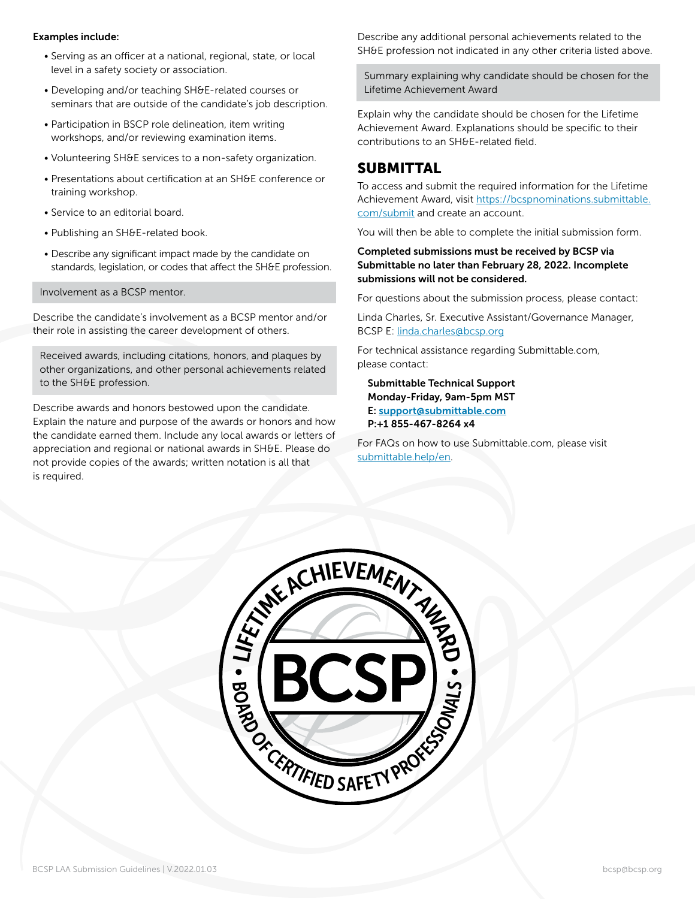**Examples include:**

- Serving as an officer at a national, regional, state, or local level in a safety society or association.
- Developing and/or teaching SH&E-related courses or seminars that are outside of the candidate's job description.
- Participation in BSCP role delineation, item writing workshops, and/or reviewing examination items.
- Volunteering SH&E services to a non-safety organization.
- Presentations about certification at an SH&E conference or training workshop.
- Service to an editorial board.
- Publishing an SH&E-related book.
- Describe any significant impact made by the candidate on standards, legislation, or codes that affect the SH&E profession.

Involvement as a BCSP mentor.

Describe the candidate's involvement as a BCSP mentor and/or their role in assisting the career development of others.

Received awards, including citations, honors, and plaques by other organizations, and other personal achievements related to the SH&E profession.

Describe awards and honors bestowed upon the candidate. Explain the nature and purpose of the awards or honors and how the candidate earned them. Include any local awards or letters of appreciation and regional or national awards in SH&E. Please do not provide copies of the awards; written notation is all that is required.

Describe any additional personal achievements related to the SH&E profession not indicated in any other criteria listed above.

Summary explaining why candidate should be chosen for the Lifetime Achievement Award

Explain why the candidate should be chosen for the Lifetime Achievement Award. Explanations should be specific to their contributions to an SH&E-related field.

## SUBMITTAL

To access and submit the required information for the Lifetime Achievement Award, visit https://bcspnominations.submittable.com/submit and create an account.

You will then be able to complete the initial submission form.

**Completed submissions must be received by BCSP via Submittable no later than February 28, 2022. Incomplete submissions will not be considered.**

For questions about the submission process, please contact:

Linda Charles, Sr. Executive Assistant/Governance Manager, BCSP E: linda.charles@bcsp.org

For technical assistance regarding Submittable.com, please contact:

**Submittable Technical Support**
**Monday-Friday, 9am-5pm MST**
**E: support@submittable.com**
**P:+1 855-467-8264 x4**

For FAQs on how to use Submittable.com, please visit submittable.help/en.